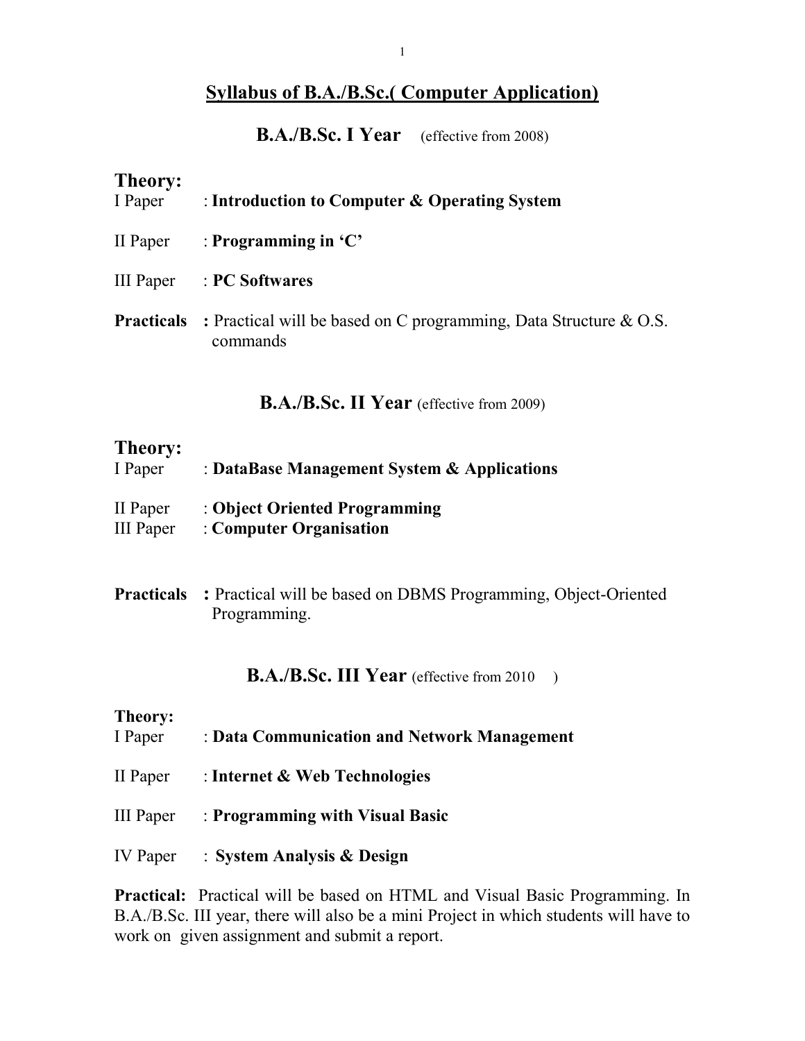# Syllabus of B.A./B.Sc.( Computer Application)

## B.A./B.Sc. I Year (effective from 2008)

### Theory:

I Paper : **Introduction to Computer & Operating System**

II Paper : **Programming in 'C'**

III Paper : **PC Softwares**

**Practicals :** Practical will be based on C programming, Data Structure & O.S. commands

## B.A./B.Sc. II Year (effective from 2009)

### Theory:

I Paper : **DataBase Management System & Applications**

II Paper : **Object Oriented Programming**

III Paper : **Computer Organisation**

**Practicals :** Practical will be based on DBMS Programming, Object-Oriented Programming.

## B.A./B.Sc. III Year (effective from 2010 )

### Theory:

I Paper : **Data Communication and Network Management**

II Paper : **Internet & Web Technologies**

III Paper : **Programming with Visual Basic**

IV Paper : **System Analysis & Design**

**Practical:** Practical will be based on HTML and Visual Basic Programming. In B.A./B.Sc. III year, there will also be a mini Project in which students will have to work on given assignment and submit a report.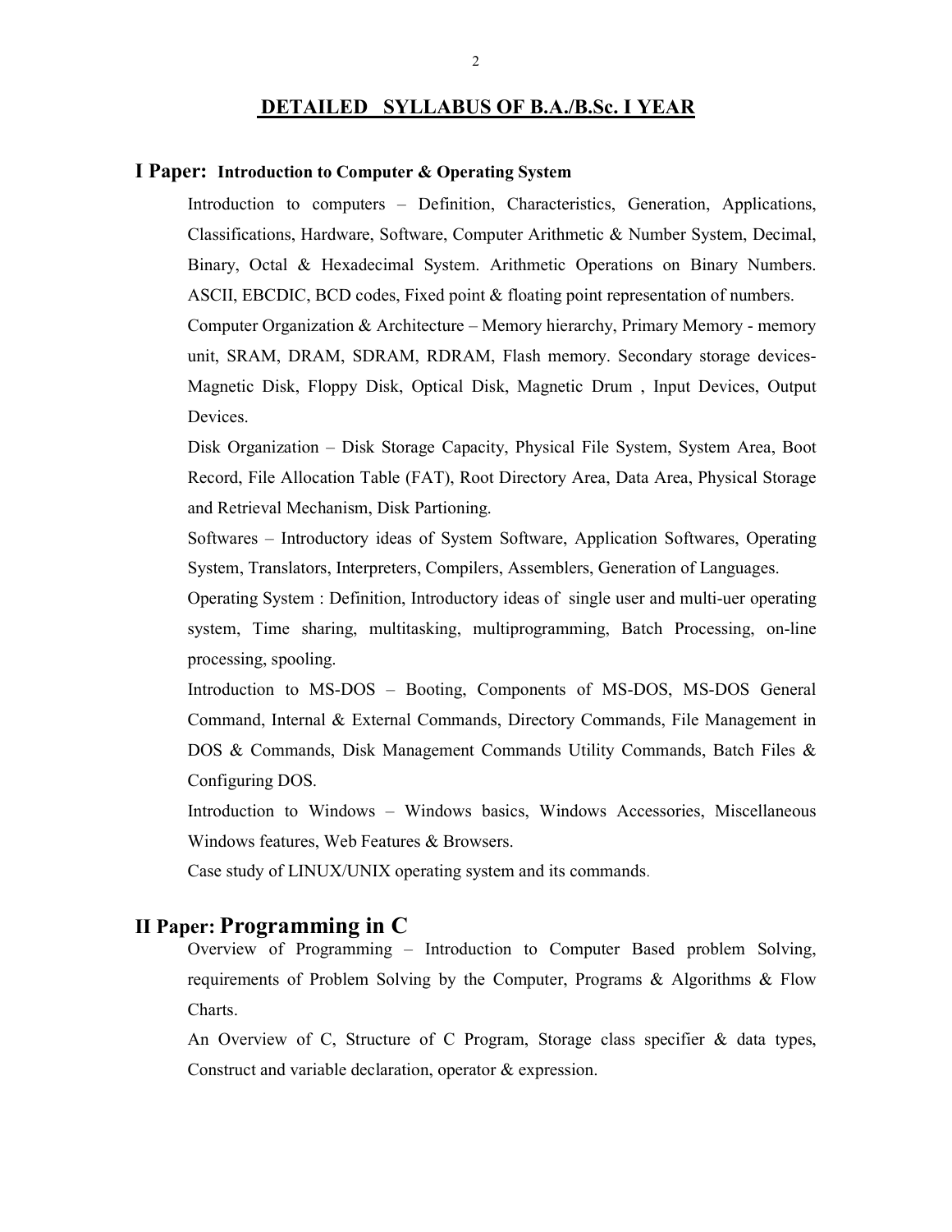## DETAILED SYLLABUS OF B.A./B.Sc. I YEAR

### I Paper: Introduction to Computer & Operating System

Introduction to computers – Definition, Characteristics, Generation, Applications, Classifications, Hardware, Software, Computer Arithmetic & Number System, Decimal, Binary, Octal & Hexadecimal System. Arithmetic Operations on Binary Numbers. ASCII, EBCDIC, BCD codes, Fixed point & floating point representation of numbers.

Computer Organization & Architecture – Memory hierarchy, Primary Memory - memory unit, SRAM, DRAM, SDRAM, RDRAM, Flash memory. Secondary storage devices- Magnetic Disk, Floppy Disk, Optical Disk, Magnetic Drum , Input Devices, Output Devices.

Disk Organization – Disk Storage Capacity, Physical File System, System Area, Boot Record, File Allocation Table (FAT), Root Directory Area, Data Area, Physical Storage and Retrieval Mechanism, Disk Partioning.

Softwares – Introductory ideas of System Software, Application Softwares, Operating System, Translators, Interpreters, Compilers, Assemblers, Generation of Languages.

Operating System : Definition, Introductory ideas of single user and multi-uer operating system, Time sharing, multitasking, multiprogramming, Batch Processing, on-line processing, spooling.

Introduction to MS-DOS – Booting, Components of MS-DOS, MS-DOS General Command, Internal & External Commands, Directory Commands, File Management in DOS & Commands, Disk Management Commands Utility Commands, Batch Files & Configuring DOS.

Introduction to Windows – Windows basics, Windows Accessories, Miscellaneous Windows features, Web Features & Browsers.

Case study of LINUX/UNIX operating system and its commands.

### II Paper: Programming in C

Overview of Programming – Introduction to Computer Based problem Solving, requirements of Problem Solving by the Computer, Programs & Algorithms & Flow Charts.

An Overview of C, Structure of C Program, Storage class specifier & data types, Construct and variable declaration, operator & expression.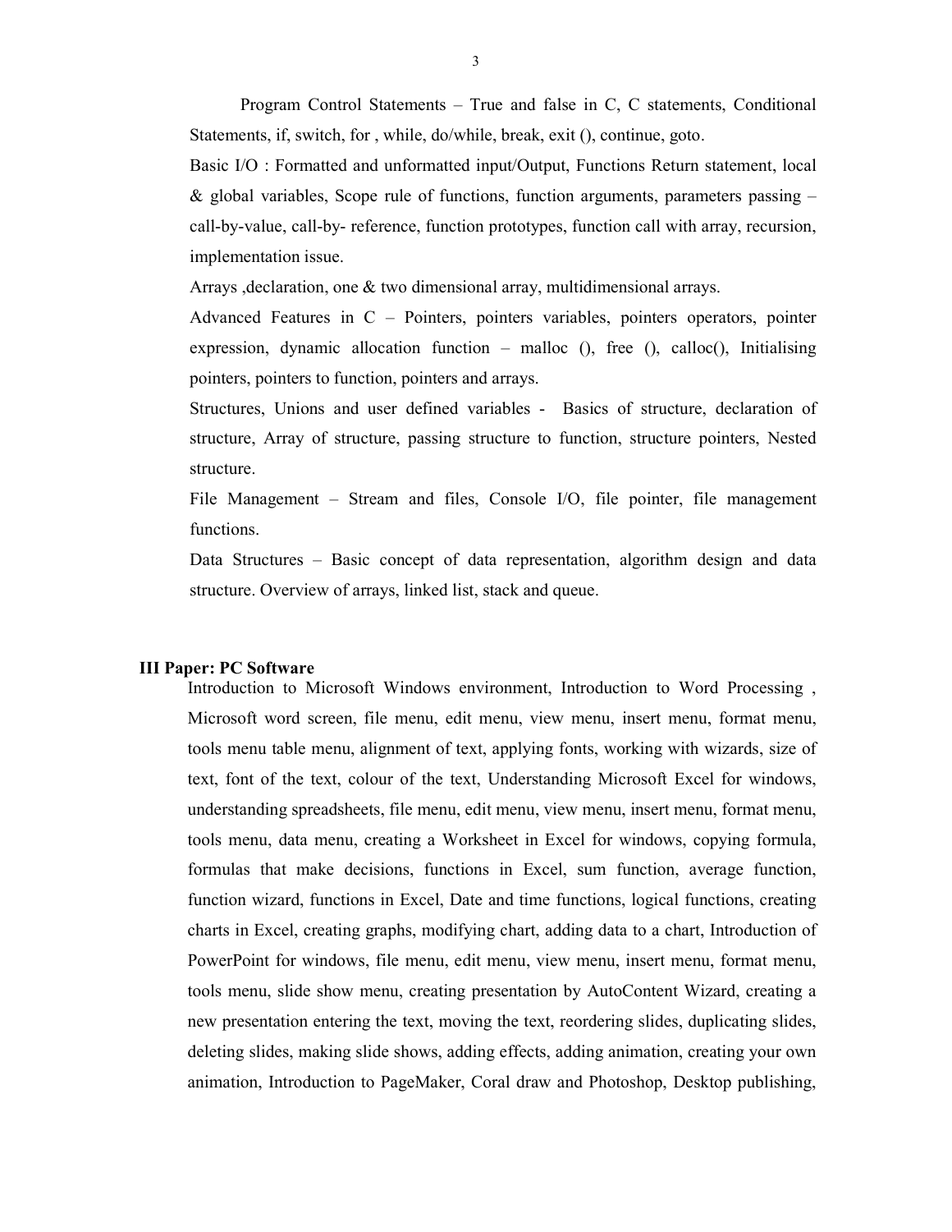Program Control Statements – True and false in C, C statements, Conditional Statements, if, switch, for , while, do/while, break, exit (), continue, goto.

Basic I/O : Formatted and unformatted input/Output, Functions Return statement, local & global variables, Scope rule of functions, function arguments, parameters passing – call-by-value, call-by- reference, function prototypes, function call with array, recursion, implementation issue.

Arrays ,declaration, one & two dimensional array, multidimensional arrays.

Advanced Features in C – Pointers, pointers variables, pointers operators, pointer expression, dynamic allocation function – malloc (), free (), calloc(), Initialising pointers, pointers to function, pointers and arrays.

Structures, Unions and user defined variables - Basics of structure, declaration of structure, Array of structure, passing structure to function, structure pointers, Nested structure.

File Management – Stream and files, Console I/O, file pointer, file management functions.

Data Structures – Basic concept of data representation, algorithm design and data structure. Overview of arrays, linked list, stack and queue.

**III Paper: PC Software**

Introduction to Microsoft Windows environment, Introduction to Word Processing , Microsoft word screen, file menu, edit menu, view menu, insert menu, format menu, tools menu table menu, alignment of text, applying fonts, working with wizards, size of text, font of the text, colour of the text, Understanding Microsoft Excel for windows, understanding spreadsheets, file menu, edit menu, view menu, insert menu, format menu, tools menu, data menu, creating a Worksheet in Excel for windows, copying formula, formulas that make decisions, functions in Excel, sum function, average function, function wizard, functions in Excel, Date and time functions, logical functions, creating charts in Excel, creating graphs, modifying chart, adding data to a chart, Introduction of PowerPoint for windows, file menu, edit menu, view menu, insert menu, format menu, tools menu, slide show menu, creating presentation by AutoContent Wizard, creating a new presentation entering the text, moving the text, reordering slides, duplicating slides, deleting slides, making slide shows, adding effects, adding animation, creating your own animation, Introduction to PageMaker, Coral draw and Photoshop, Desktop publishing,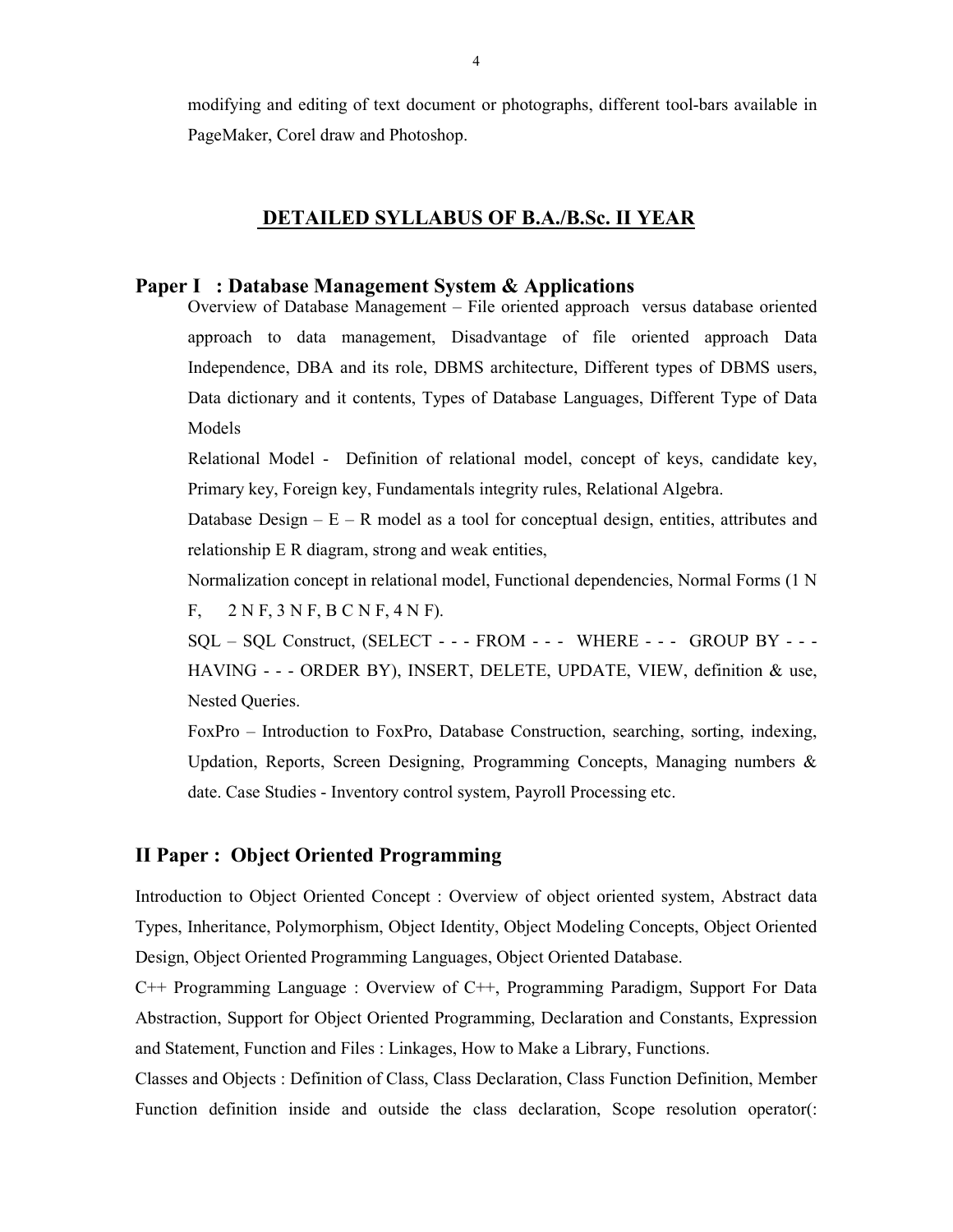modifying and editing of text document or photographs, different tool-bars available in PageMaker, Corel draw and Photoshop.

## DETAILED SYLLABUS OF B.A./B.Sc. II YEAR

### Paper I : Database Management System & Applications

Overview of Database Management – File oriented approach versus database oriented approach to data management, Disadvantage of file oriented approach Data Independence, DBA and its role, DBMS architecture, Different types of DBMS users, Data dictionary and it contents, Types of Database Languages, Different Type of Data Models

Relational Model - Definition of relational model, concept of keys, candidate key, Primary key, Foreign key, Fundamentals integrity rules, Relational Algebra.

Database Design – E – R model as a tool for conceptual design, entities, attributes and relationship E R diagram, strong and weak entities,

Normalization concept in relational model, Functional dependencies, Normal Forms (1 N F, 2 N F, 3 N F, B C N F, 4 N F).

SQL – SQL Construct, (SELECT - - - FROM - - - WHERE - - - GROUP BY - - - HAVING - - - ORDER BY), INSERT, DELETE, UPDATE, VIEW, definition & use, Nested Queries.

FoxPro – Introduction to FoxPro, Database Construction, searching, sorting, indexing, Updation, Reports, Screen Designing, Programming Concepts, Managing numbers & date. Case Studies - Inventory control system, Payroll Processing etc.

### II Paper : Object Oriented Programming

Introduction to Object Oriented Concept : Overview of object oriented system, Abstract data Types, Inheritance, Polymorphism, Object Identity, Object Modeling Concepts, Object Oriented Design, Object Oriented Programming Languages, Object Oriented Database.

C++ Programming Language : Overview of C++, Programming Paradigm, Support For Data Abstraction, Support for Object Oriented Programming, Declaration and Constants, Expression and Statement, Function and Files : Linkages, How to Make a Library, Functions.

Classes and Objects : Definition of Class, Class Declaration, Class Function Definition, Member Function definition inside and outside the class declaration, Scope resolution operator(: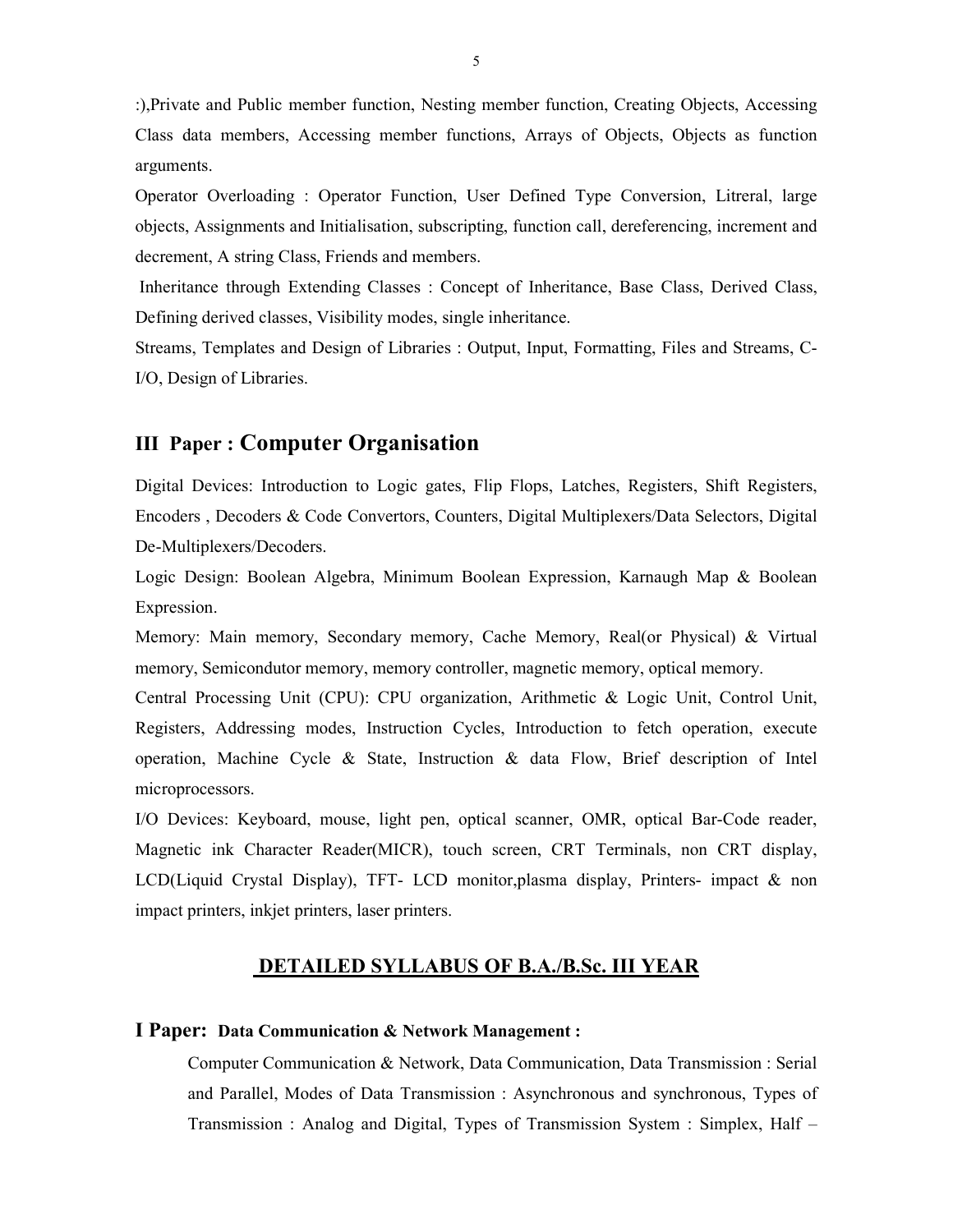:),Private and Public member function, Nesting member function, Creating Objects, Accessing Class data members, Accessing member functions, Arrays of Objects, Objects as function arguments.

Operator Overloading : Operator Function, User Defined Type Conversion, Litreral, large objects, Assignments and Initialisation, subscripting, function call, dereferencing, increment and decrement, A string Class, Friends and members.

Inheritance through Extending Classes : Concept of Inheritance, Base Class, Derived Class, Defining derived classes, Visibility modes, single inheritance.

Streams, Templates and Design of Libraries : Output, Input, Formatting, Files and Streams, C-I/O, Design of Libraries.

## III Paper : Computer Organisation

Digital Devices: Introduction to Logic gates, Flip Flops, Latches, Registers, Shift Registers, Encoders , Decoders & Code Convertors, Counters, Digital Multiplexers/Data Selectors, Digital De-Multiplexers/Decoders.

Logic Design: Boolean Algebra, Minimum Boolean Expression, Karnaugh Map & Boolean Expression.

Memory: Main memory, Secondary memory, Cache Memory, Real(or Physical) & Virtual memory, Semicondutor memory, memory controller, magnetic memory, optical memory.

Central Processing Unit (CPU): CPU organization, Arithmetic & Logic Unit, Control Unit, Registers, Addressing modes, Instruction Cycles, Introduction to fetch operation, execute operation, Machine Cycle & State, Instruction & data Flow, Brief description of Intel microprocessors.

I/O Devices: Keyboard, mouse, light pen, optical scanner, OMR, optical Bar-Code reader, Magnetic ink Character Reader(MICR), touch screen, CRT Terminals, non CRT display, LCD(Liquid Crystal Display), TFT- LCD monitor,plasma display, Printers- impact & non impact printers, inkjet printers, laser printers.

## DETAILED SYLLABUS OF B.A./B.Sc. III YEAR

### I Paper: Data Communication & Network Management :

Computer Communication & Network, Data Communication, Data Transmission : Serial and Parallel, Modes of Data Transmission : Asynchronous and synchronous, Types of Transmission : Analog and Digital, Types of Transmission System : Simplex, Half –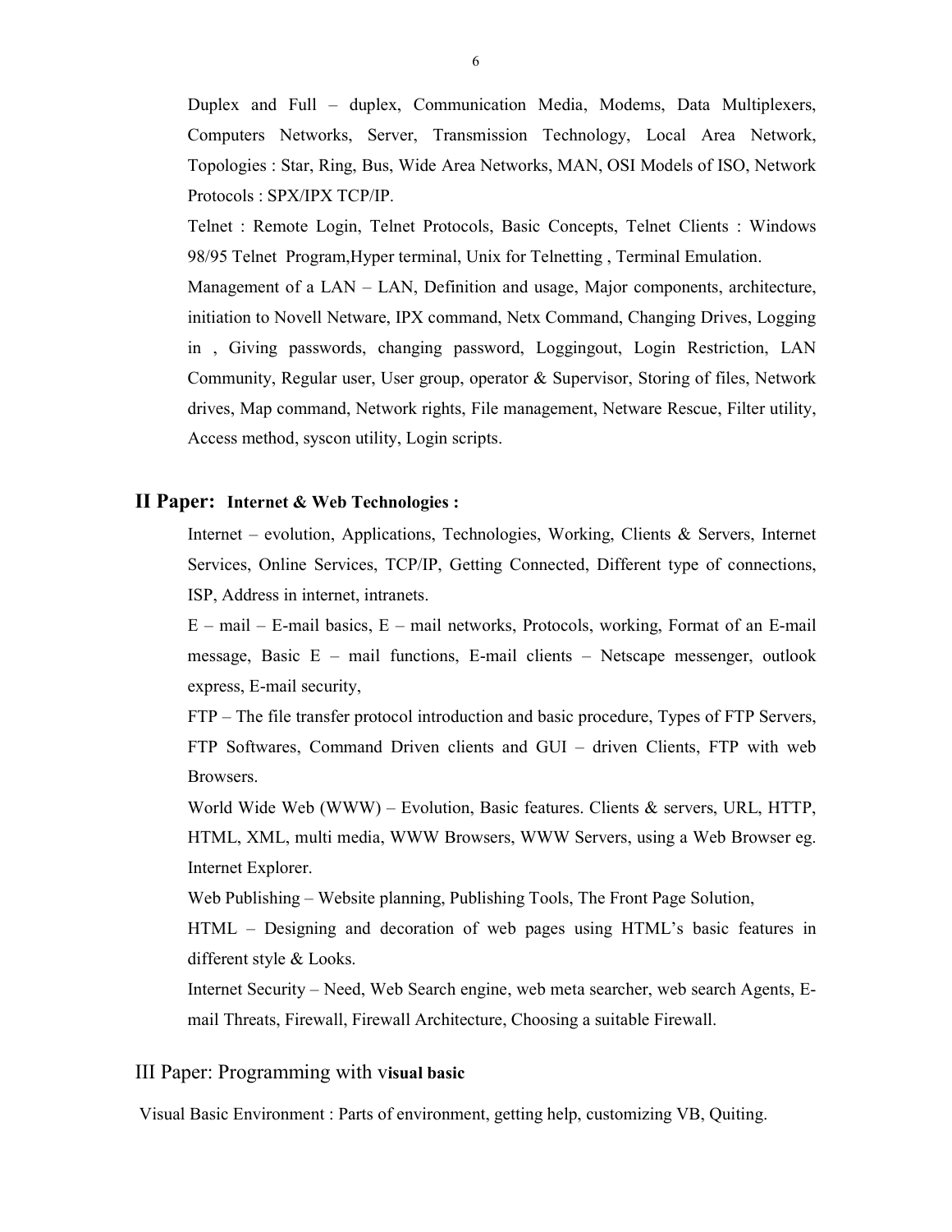Duplex and Full – duplex, Communication Media, Modems, Data Multiplexers, Computers Networks, Server, Transmission Technology, Local Area Network, Topologies : Star, Ring, Bus, Wide Area Networks, MAN, OSI Models of ISO, Network Protocols : SPX/IPX TCP/IP.

Telnet : Remote Login, Telnet Protocols, Basic Concepts, Telnet Clients : Windows 98/95 Telnet Program,Hyper terminal, Unix for Telnetting , Terminal Emulation.

Management of a LAN – LAN, Definition and usage, Major components, architecture, initiation to Novell Netware, IPX command, Netx Command, Changing Drives, Logging in , Giving passwords, changing password, Loggingout, Login Restriction, LAN Community, Regular user, User group, operator & Supervisor, Storing of files, Network drives, Map command, Network rights, File management, Netware Rescue, Filter utility, Access method, syscon utility, Login scripts.

## II Paper: **Internet & Web Technologies :**

Internet – evolution, Applications, Technologies, Working, Clients & Servers, Internet Services, Online Services, TCP/IP, Getting Connected, Different type of connections, ISP, Address in internet, intranets.

E – mail – E-mail basics, E – mail networks, Protocols, working, Format of an E-mail message, Basic E – mail functions, E-mail clients – Netscape messenger, outlook express, E-mail security,

FTP – The file transfer protocol introduction and basic procedure, Types of FTP Servers, FTP Softwares, Command Driven clients and GUI – driven Clients, FTP with web Browsers.

World Wide Web (WWW) – Evolution, Basic features. Clients & servers, URL, HTTP, HTML, XML, multi media, WWW Browsers, WWW Servers, using a Web Browser eg. Internet Explorer.

Web Publishing – Website planning, Publishing Tools, The Front Page Solution,

HTML – Designing and decoration of web pages using HTML's basic features in different style & Looks.

Internet Security – Need, Web Search engine, web meta searcher, web search Agents, E-mail Threats, Firewall, Firewall Architecture, Choosing a suitable Firewall.

## III Paper: Programming with v**isual basic**

Visual Basic Environment : Parts of environment, getting help, customizing VB, Quiting.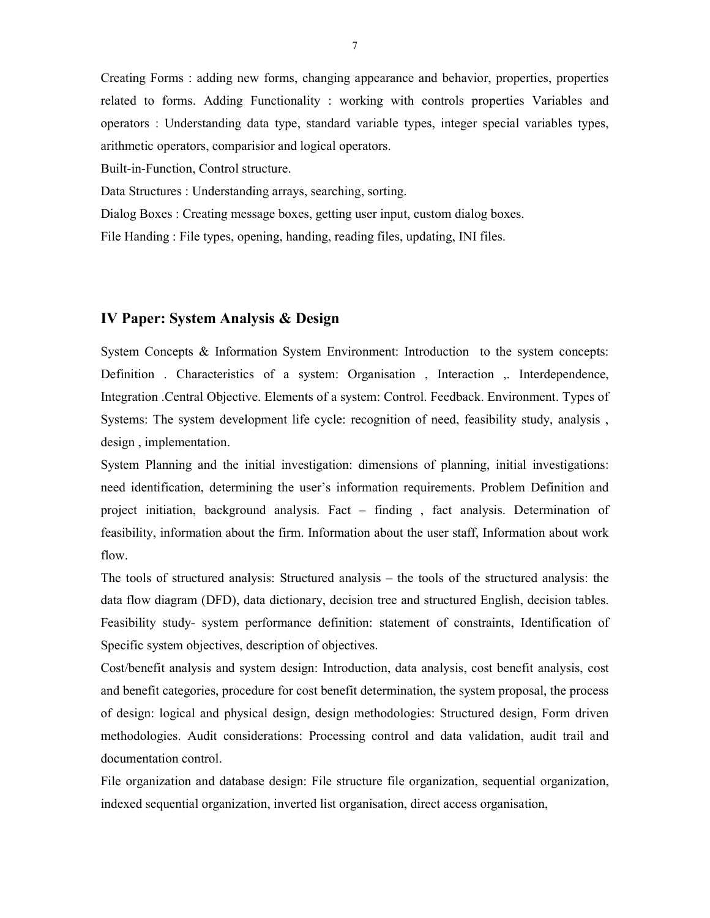Creating Forms : adding new forms, changing appearance and behavior, properties, properties related to forms. Adding Functionality : working with controls properties Variables and operators : Understanding data type, standard variable types, integer special variables types, arithmetic operators, comparisior and logical operators.

Built-in-Function, Control structure.

Data Structures : Understanding arrays, searching, sorting.

Dialog Boxes : Creating message boxes, getting user input, custom dialog boxes.

File Handing : File types, opening, handing, reading files, updating, INI files.

## IV Paper: System Analysis & Design

System Concepts & Information System Environment: Introduction to the system concepts: Definition . Characteristics of a system: Organisation , Interaction ,. Interdependence, Integration .Central Objective. Elements of a system: Control. Feedback. Environment. Types of Systems: The system development life cycle: recognition of need, feasibility study, analysis , design , implementation.

System Planning and the initial investigation: dimensions of planning, initial investigations: need identification, determining the user's information requirements. Problem Definition and project initiation, background analysis. Fact – finding , fact analysis. Determination of feasibility, information about the firm. Information about the user staff, Information about work flow.

The tools of structured analysis: Structured analysis – the tools of the structured analysis: the data flow diagram (DFD), data dictionary, decision tree and structured English, decision tables. Feasibility study- system performance definition: statement of constraints, Identification of Specific system objectives, description of objectives.

Cost/benefit analysis and system design: Introduction, data analysis, cost benefit analysis, cost and benefit categories, procedure for cost benefit determination, the system proposal, the process of design: logical and physical design, design methodologies: Structured design, Form driven methodologies. Audit considerations: Processing control and data validation, audit trail and documentation control.

File organization and database design: File structure file organization, sequential organization, indexed sequential organization, inverted list organisation, direct access organisation,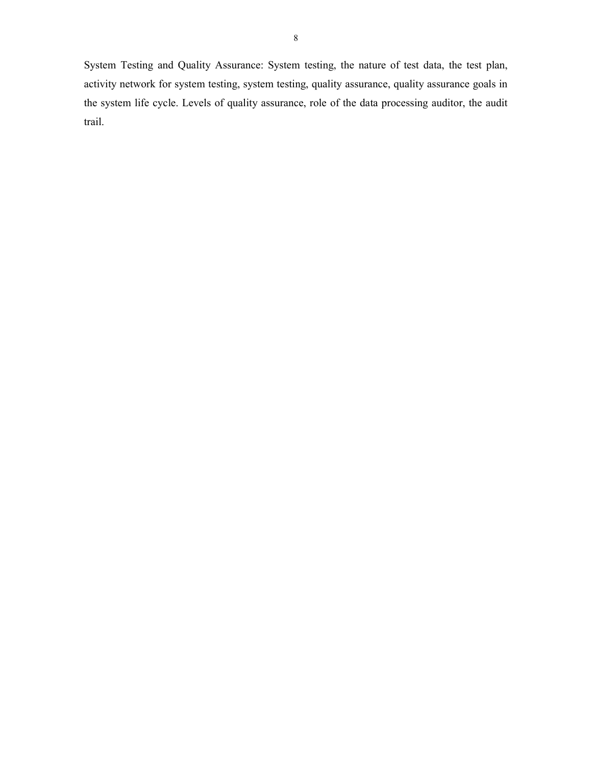System Testing and Quality Assurance: System testing, the nature of test data, the test plan, activity network for system testing, system testing, quality assurance, quality assurance goals in the system life cycle. Levels of quality assurance, role of the data processing auditor, the audit trail.